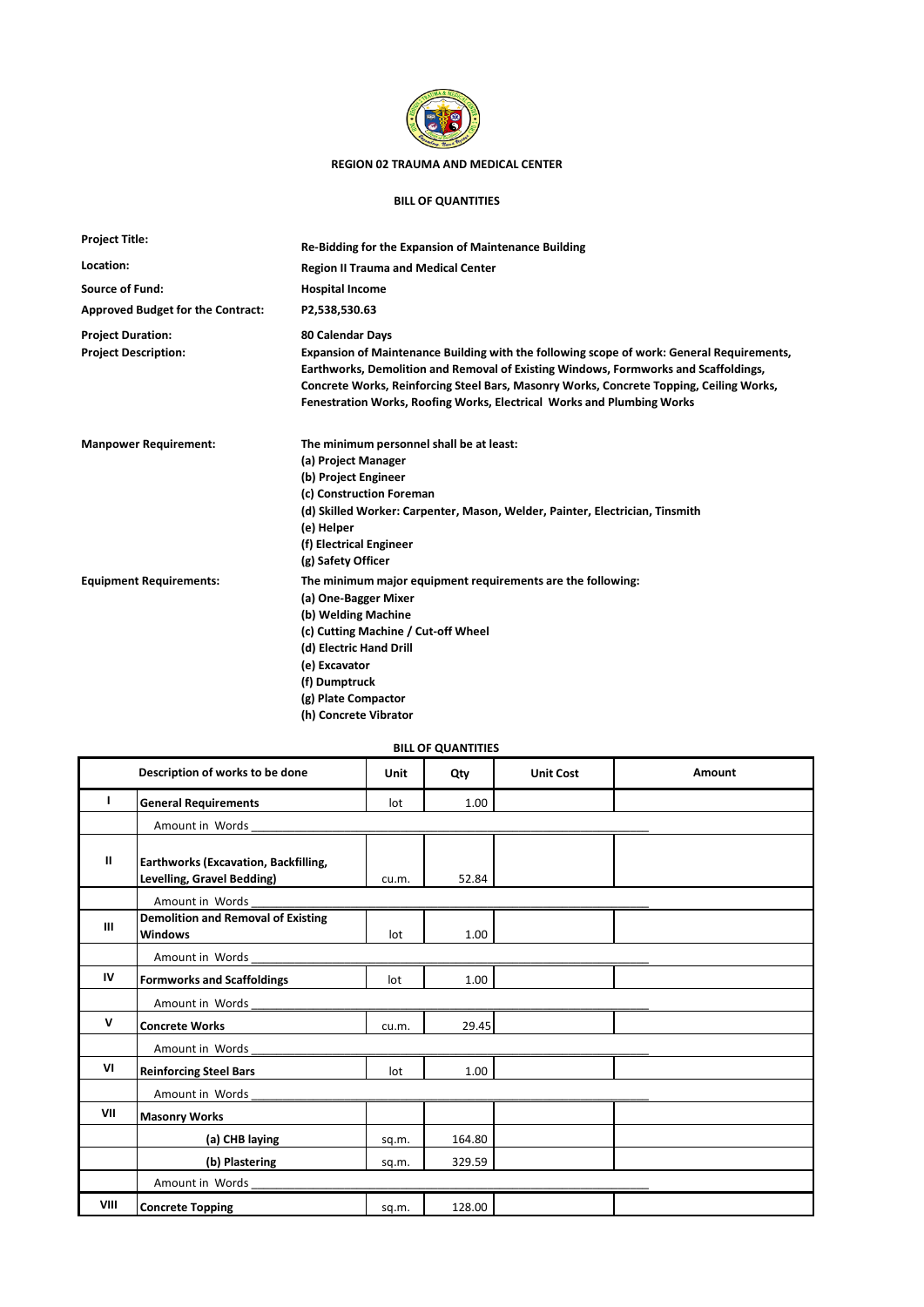**REGION 02 TRAUMA AND MEDICAL CENTER**

**BILL OF QUANTITIES**

| | |
|---|---|
| **Project Title:** | **Re-Bidding for the Expansion of Maintenance Building** |
| **Location:** | **Region II Trauma and Medical Center** |
| **Source of Fund:** | **Hospital Income** |
| **Approved Budget for the Contract:** | **P2,538,530.63** |
| **Project Duration:** | **80 Calendar Days** |
| **Project Description:** | **Expansion of Maintenance Building with the following scope of work: General Requirements, Earthworks, Demolition and Removal of Existing Windows, Formworks and Scaffoldings, Concrete Works, Reinforcing Steel Bars, Masonry Works, Concrete Topping, Ceiling Works, Fenestration Works, Roofing Works, Electrical Works and Plumbing Works** |

**Manpower Requirement:**

**The minimum personnel shall be at least:**
**(a) Project Manager**
**(b) Project Engineer**
**(c) Construction Foreman**
**(d) Skilled Worker: Carpenter, Mason, Welder, Painter, Electrician, Tinsmith**
**(e) Helper**
**(f) Electrical Engineer**
**(g) Safety Officer**

**Equipment Requirements:**

**The minimum major equipment requirements are the following:**
**(a) One-Bagger Mixer**
**(b) Welding Machine**
**(c) Cutting Machine / Cut-off Wheel**
**(d) Electric Hand Drill**
**(e) Excavator**
**(f) Dumptruck**
**(g) Plate Compactor**
**(h) Concrete Vibrator**

**BILL OF QUANTITIES**

| | Description of works to be done | Unit | Qty | Unit Cost | Amount |
|---|---|---|---|---|---|
| I | **General Requirements** | lot | 1.00 | | |
| | Amount in Words _______________ | | | | |
| II | **Earthworks (Excavation, Backfilling, Levelling, Gravel Bedding)** | cu.m. | 52.84 | | |
| | Amount in Words _______________ | | | | |
| III | **Demolition and Removal of Existing Windows** | lot | 1.00 | | |
| | Amount in Words _______________ | | | | |
| IV | **Formworks and Scaffoldings** | lot | 1.00 | | |
| | Amount in Words _______________ | | | | |
| V | **Concrete Works** | cu.m. | 29.45 | | |
| | Amount in Words _______________ | | | | |
| VI | **Reinforcing Steel Bars** | lot | 1.00 | | |
| | Amount in Words _______________ | | | | |
| VII | **Masonry Works** | | | | |
| | **(a) CHB laying** | sq.m. | 164.80 | | |
| | **(b) Plastering** | sq.m. | 329.59 | | |
| | Amount in Words _______________ | | | | |
| VIII | **Concrete Topping** | sq.m. | 128.00 | | |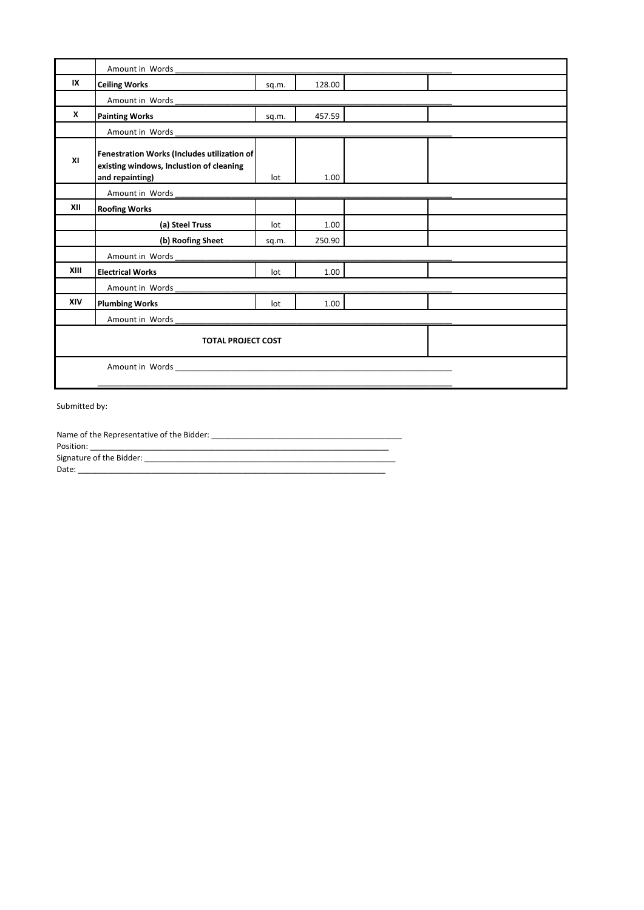| | | | | | |
|---|---|---|---|---|---|
| | Amount in Words ___________________________________________ | | | | |
| **IX** | **Ceiling Works** | sq.m. | 128.00 | | |
| | Amount in Words ___________________________________________ | | | | |
| **X** | **Painting Works** | sq.m. | 457.59 | | |
| | Amount in Words ___________________________________________ | | | | |
| **XI** | **Fenestration Works (Includes utilization of existing windows, Inclustion of cleaning and repainting)** | lot | 1.00 | | |
| | Amount in Words ___________________________________________ | | | | |
| **XII** | **Roofing Works** | | | | |
| | **(a) Steel Truss** | lot | 1.00 | | |
| | **(b) Roofing Sheet** | sq.m. | 250.90 | | |
| | Amount in Words ___________________________________________ | | | | |
| **XIII** | **Electrical Works** | lot | 1.00 | | |
| | Amount in Words ___________________________________________ | | | | |
| **XIV** | **Plumbing Works** | lot | 1.00 | | |
| | Amount in Words ___________________________________________ | | | | |
| **TOTAL PROJECT COST** | | | | | |
| | Amount in Words ___________________________________________ | | | | |

Submitted by:

Name of the Representative of the Bidder: ___________________________________________

Position: ___________________________________________

Signature of the Bidder: ___________________________________________

Date: ___________________________________________